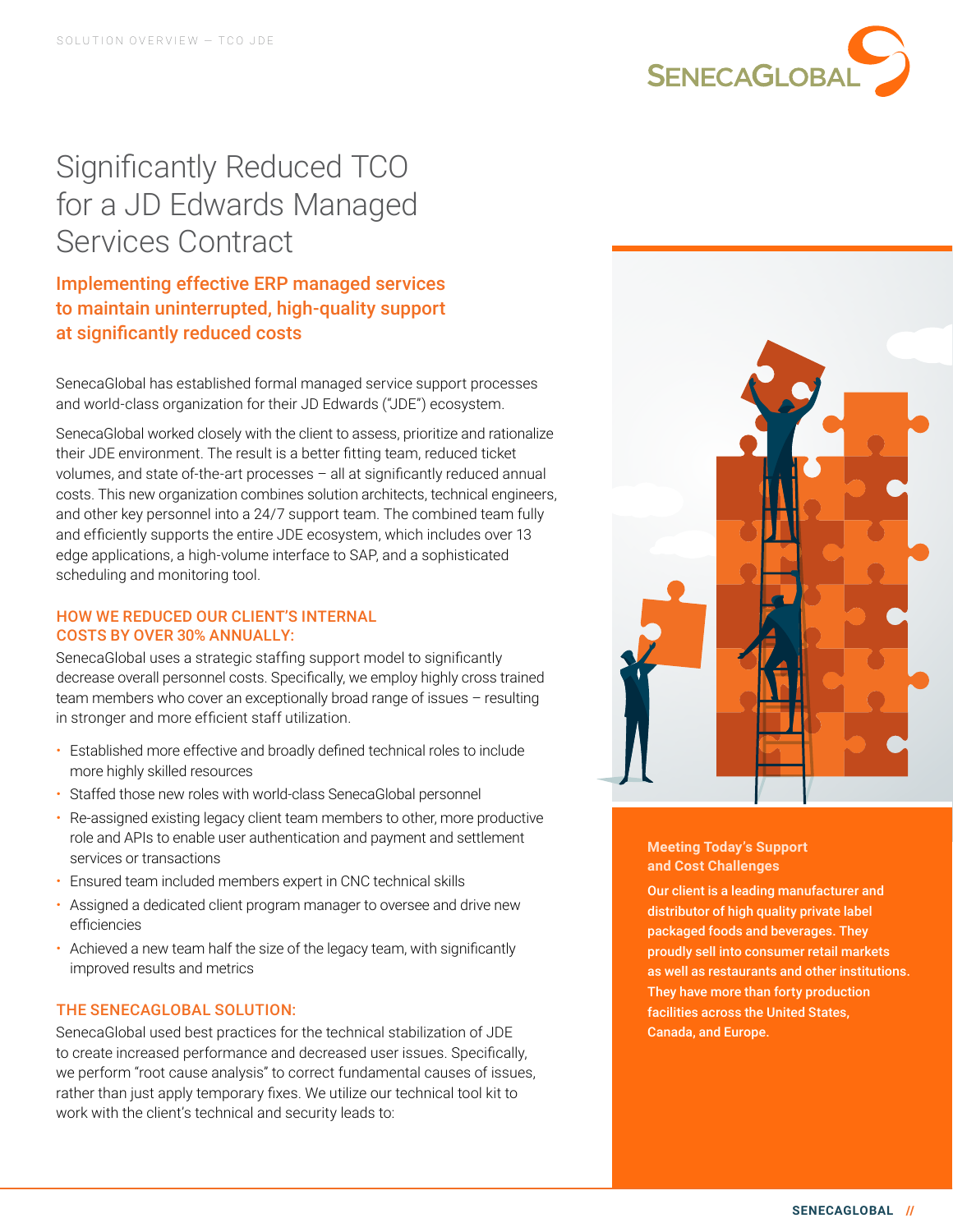# Significantly Reduced TCO for a JD Edwards Managed Services Contract

## Implementing effective ERP managed services to maintain uninterrupted, high-quality support at significantly reduced costs

SenecaGlobal has established formal managed service support processes and world-class organization for their JD Edwards ("JDE") ecosystem.

SenecaGlobal worked closely with the client to assess, prioritize and rationalize their JDE environment. The result is a better fitting team, reduced ticket volumes, and state of-the-art processes – all at significantly reduced annual costs. This new organization combines solution architects, technical engineers, and other key personnel into a 24/7 support team. The combined team fully and efficiently supports the entire JDE ecosystem, which includes over 13 edge applications, a high-volume interface to SAP, and a sophisticated scheduling and monitoring tool.

### HOW WE REDUCED OUR CLIENT'S INTERNAL COSTS BY OVER 30% ANNUALLY:

SenecaGlobal uses a strategic staffing support model to significantly decrease overall personnel costs. Specifically, we employ highly cross trained team members who cover an exceptionally broad range of issues – resulting in stronger and more efficient staff utilization.

- Established more effective and broadly defined technical roles to include more highly skilled resources
- Staffed those new roles with world-class SenecaGlobal personnel
- Re-assigned existing legacy client team members to other, more productive role and APIs to enable user authentication and payment and settlement services or transactions
- Ensured team included members expert in CNC technical skills
- Assigned a dedicated client program manager to oversee and drive new efficiencies
- Achieved a new team half the size of the legacy team, with significantly improved results and metrics

### THE SENECAGLOBAL SOLUTION:

SenecaGlobal used best practices for the technical stabilization of JDE to create increased performance and decreased user issues. Specifically, we perform "root cause analysis" to correct fundamental causes of issues, rather than just apply temporary fixes. We utilize our technical tool kit to work with the client's technical and security leads to:

**Meeting Today's Support and Cost Challenges**

**Our client is a leading manufacturer and distributor of high quality private label packaged foods and beverages. They proudly sell into consumer retail markets as well as restaurants and other institutions. They have more than forty production facilities across the United States, Canada, and Europe.**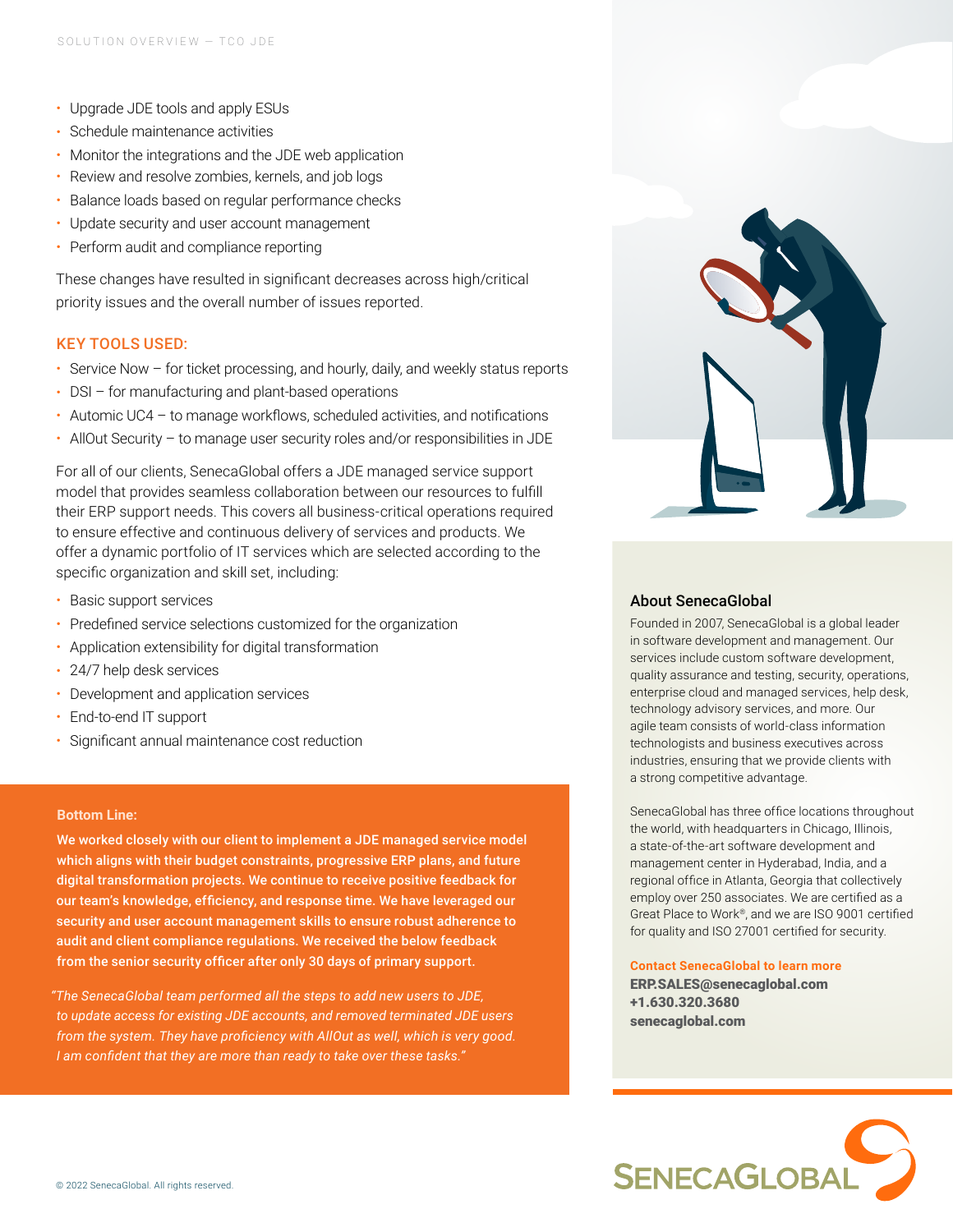- Upgrade JDE tools and apply ESUs
- Schedule maintenance activities
- Monitor the integrations and the JDE web application
- Review and resolve zombies, kernels, and job logs
- Balance loads based on regular performance checks
- Update security and user account management
- Perform audit and compliance reporting

These changes have resulted in significant decreases across high/critical priority issues and the overall number of issues reported.

## KEY TOOLS USED:

- Service Now – for ticket processing, and hourly, daily, and weekly status reports
- DSI – for manufacturing and plant-based operations
- Automic UC4 – to manage workflows, scheduled activities, and notifications
- AllOut Security – to manage user security roles and/or responsibilities in JDE

For all of our clients, SenecaGlobal offers a JDE managed service support model that provides seamless collaboration between our resources to fulfill their ERP support needs. This covers all business-critical operations required to ensure effective and continuous delivery of services and products. We offer a dynamic portfolio of IT services which are selected according to the specific organization and skill set, including:

- Basic support services
- Predefined service selections customized for the organization
- Application extensibility for digital transformation
- 24/7 help desk services
- Development and application services
- End-to-end IT support
- Significant annual maintenance cost reduction

**Bottom Line:**

**We worked closely with our client to implement a JDE managed service model which aligns with their budget constraints, progressive ERP plans, and future digital transformation projects. We continue to receive positive feedback for our team's knowledge, efficiency, and response time. We have leveraged our security and user account management skills to ensure robust adherence to audit and client compliance regulations. We received the below feedback from the senior security officer after only 30 days of primary support.**

*"The SenecaGlobal team performed all the steps to add new users to JDE, to update access for existing JDE accounts, and removed terminated JDE users from the system. They have proficiency with AllOut as well, which is very good. I am confident that they are more than ready to take over these tasks."*

## About SenecaGlobal

Founded in 2007, SenecaGlobal is a global leader in software development and management. Our services include custom software development, quality assurance and testing, security, operations, enterprise cloud and managed services, help desk, technology advisory services, and more. Our agile team consists of world-class information technologists and business executives across industries, ensuring that we provide clients with a strong competitive advantage.

SenecaGlobal has three office locations throughout the world, with headquarters in Chicago, Illinois, a state-of-the-art software development and management center in Hyderabad, India, and a regional office in Atlanta, Georgia that collectively employ over 250 associates. We are certified as a Great Place to Work®, and we are ISO 9001 certified for quality and ISO 27001 certified for security.

**Contact SenecaGlobal to learn more**
**ERP.SALES@senecaglobal.com**
**+1.630.320.3680**
**senecaglobal.com**

SENECAGLOBAL

© 2022 SenecaGlobal. All rights reserved.